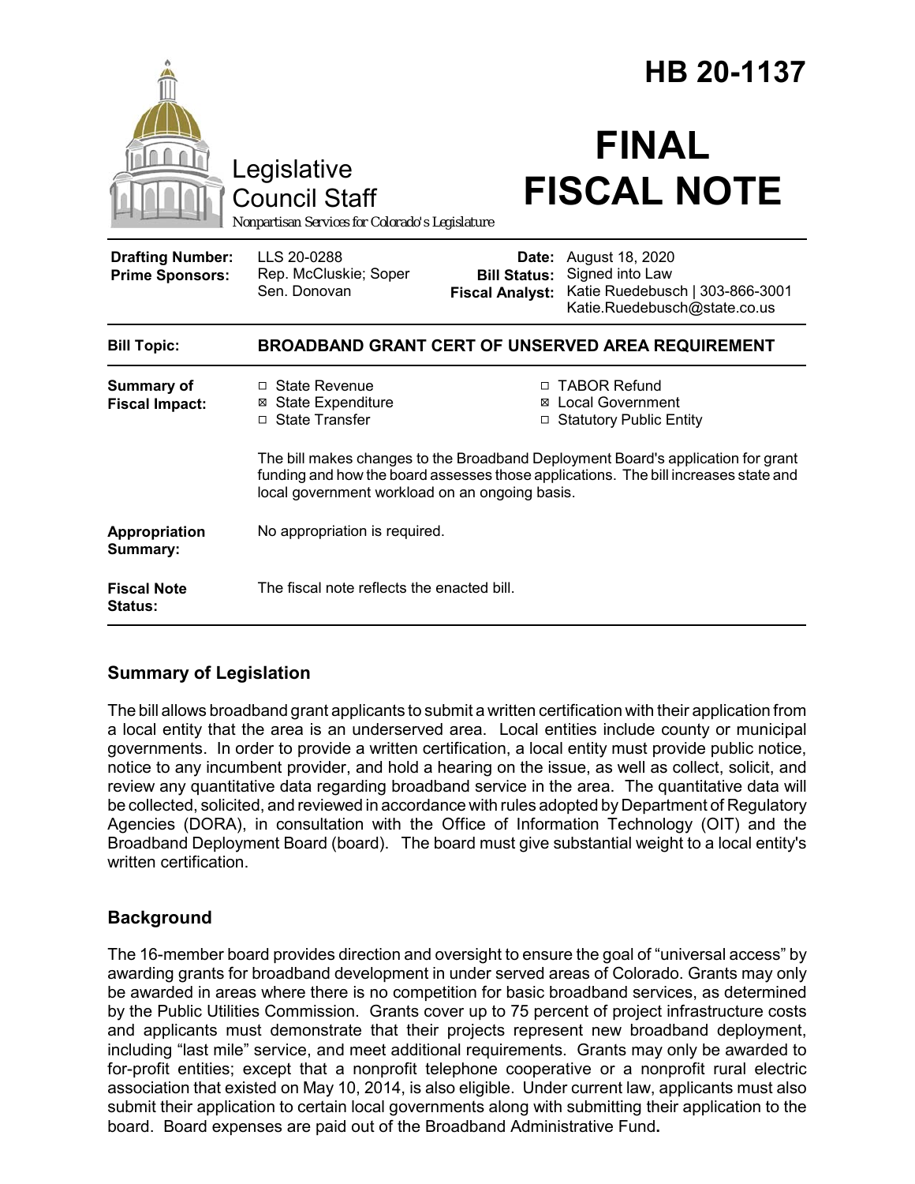# HB 20-1137

Legislative Council Staff

*Nonpartisan Services for Colorado's Legislature*

# FINAL FISCAL NOTE

| | | | |
|---|---|---|---|
| **Drafting Number:** | LLS 20-0288 | **Date:** | August 18, 2020 |
| **Prime Sponsors:** | Rep. McCluskie; Soper | **Bill Status:** | Signed into Law |
| | Sen. Donovan | **Fiscal Analyst:** | Katie Ruedebusch \| 303-866-3001 Katie.Ruedebusch@state.co.us |

| | |
|---|---|
| **Bill Topic:** | **BROADBAND GRANT CERT OF UNSERVED AREA REQUIREMENT** |
| **Summary of Fiscal Impact:** | ☐ State Revenue ☒ State Expenditure ☐ State Transfer ☐ TABOR Refund ☒ Local Government ☐ Statutory Public Entity<br><br>The bill makes changes to the Broadband Deployment Board's application for grant funding and how the board assesses those applications. The bill increases state and local government workload on an ongoing basis. |
| **Appropriation Summary:** | No appropriation is required. |
| **Fiscal Note Status:** | The fiscal note reflects the enacted bill. |

## Summary of Legislation

The bill allows broadband grant applicants to submit a written certification with their application from a local entity that the area is an underserved area. Local entities include county or municipal governments. In order to provide a written certification, a local entity must provide public notice, notice to any incumbent provider, and hold a hearing on the issue, as well as collect, solicit, and review any quantitative data regarding broadband service in the area. The quantitative data will be collected, solicited, and reviewed in accordance with rules adopted by Department of Regulatory Agencies (DORA), in consultation with the Office of Information Technology (OIT) and the Broadband Deployment Board (board). The board must give substantial weight to a local entity's written certification.

## Background

The 16-member board provides direction and oversight to ensure the goal of "universal access" by awarding grants for broadband development in under served areas of Colorado. Grants may only be awarded in areas where there is no competition for basic broadband services, as determined by the Public Utilities Commission. Grants cover up to 75 percent of project infrastructure costs and applicants must demonstrate that their projects represent new broadband deployment, including "last mile" service, and meet additional requirements. Grants may only be awarded to for-profit entities; except that a nonprofit telephone cooperative or a nonprofit rural electric association that existed on May 10, 2014, is also eligible. Under current law, applicants must also submit their application to certain local governments along with submitting their application to the board. Board expenses are paid out of the Broadband Administrative Fund**.**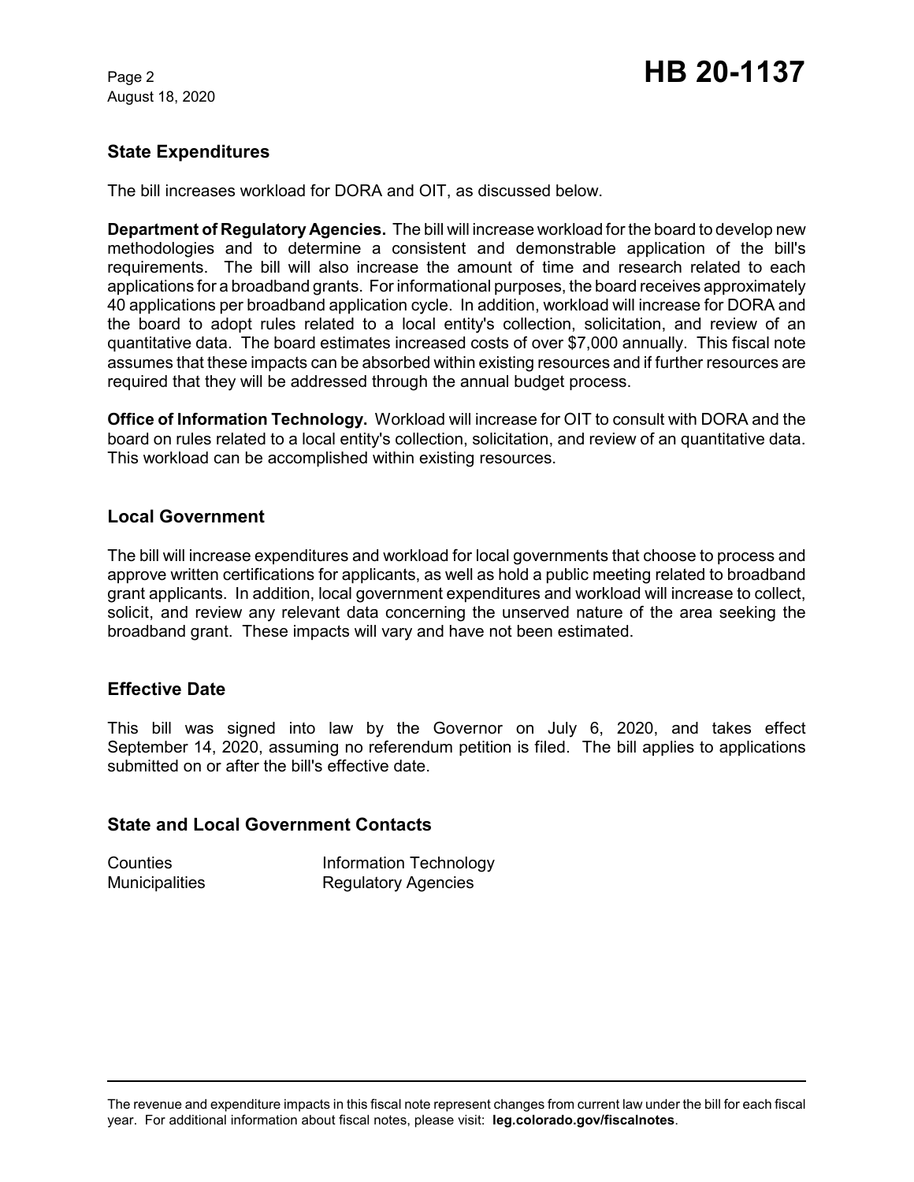## State Expenditures

The bill increases workload for DORA and OIT, as discussed below.

**Department of Regulatory Agencies.** The bill will increase workload for the board to develop new methodologies and to determine a consistent and demonstrable application of the bill's requirements. The bill will also increase the amount of time and research related to each applications for a broadband grants. For informational purposes, the board receives approximately 40 applications per broadband application cycle. In addition, workload will increase for DORA and the board to adopt rules related to a local entity's collection, solicitation, and review of an quantitative data. The board estimates increased costs of over $7,000 annually. This fiscal note assumes that these impacts can be absorbed within existing resources and if further resources are required that they will be addressed through the annual budget process.

**Office of Information Technology.** Workload will increase for OIT to consult with DORA and the board on rules related to a local entity's collection, solicitation, and review of an quantitative data. This workload can be accomplished within existing resources.

## Local Government

The bill will increase expenditures and workload for local governments that choose to process and approve written certifications for applicants, as well as hold a public meeting related to broadband grant applicants. In addition, local government expenditures and workload will increase to collect, solicit, and review any relevant data concerning the unserved nature of the area seeking the broadband grant. These impacts will vary and have not been estimated.

## Effective Date

This bill was signed into law by the Governor on July 6, 2020, and takes effect September 14, 2020, assuming no referendum petition is filed. The bill applies to applications submitted on or after the bill's effective date.

## State and Local Government Contacts

| | |
|---|---|
| Counties | Information Technology |
| Municipalities | Regulatory Agencies |

The revenue and expenditure impacts in this fiscal note represent changes from current law under the bill for each fiscal year. For additional information about fiscal notes, please visit: **leg.colorado.gov/fiscalnotes**.